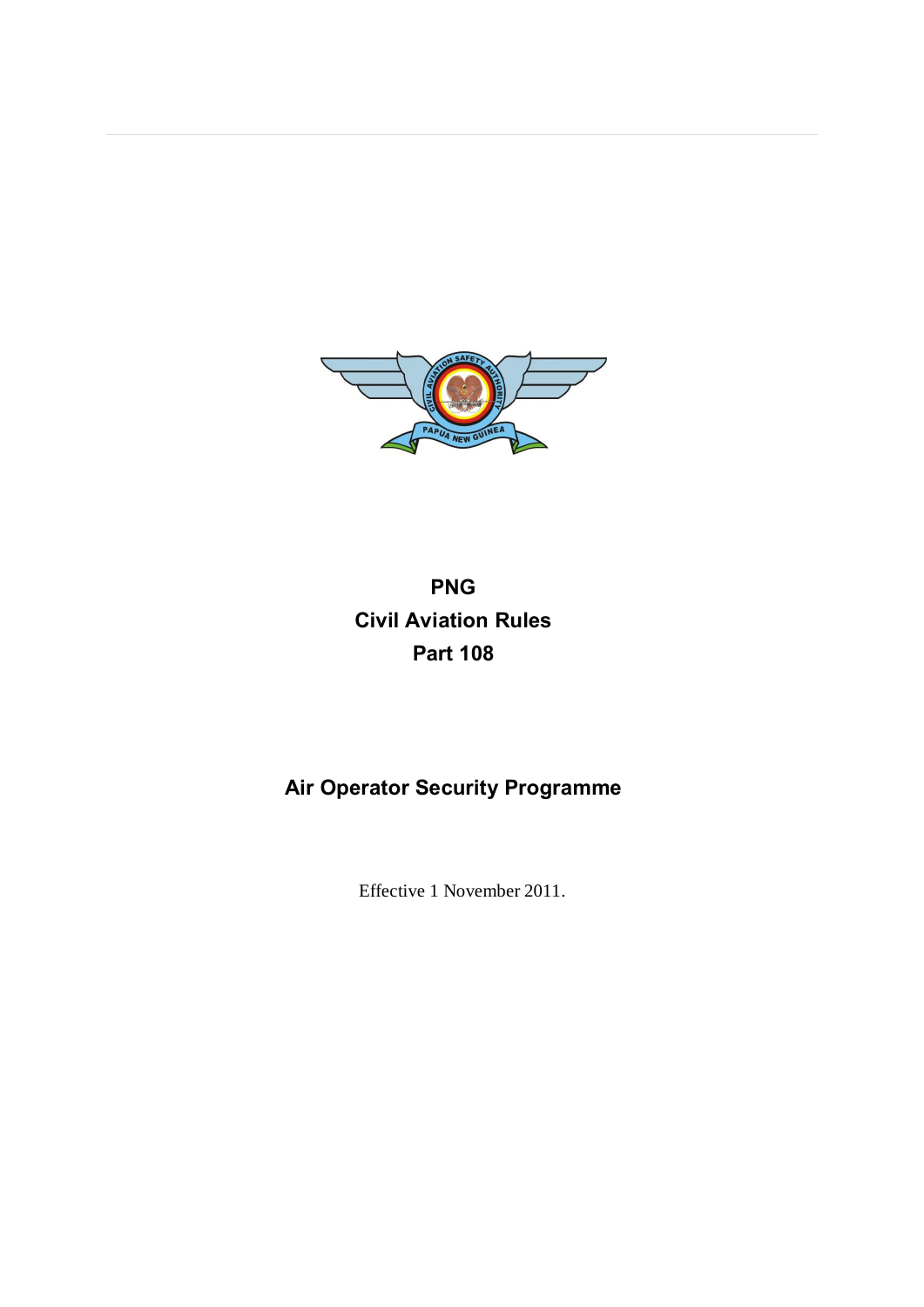# PNG
# Civil Aviation Rules
# Part 108

## Air Operator Security Programme

Effective 1 November 2011.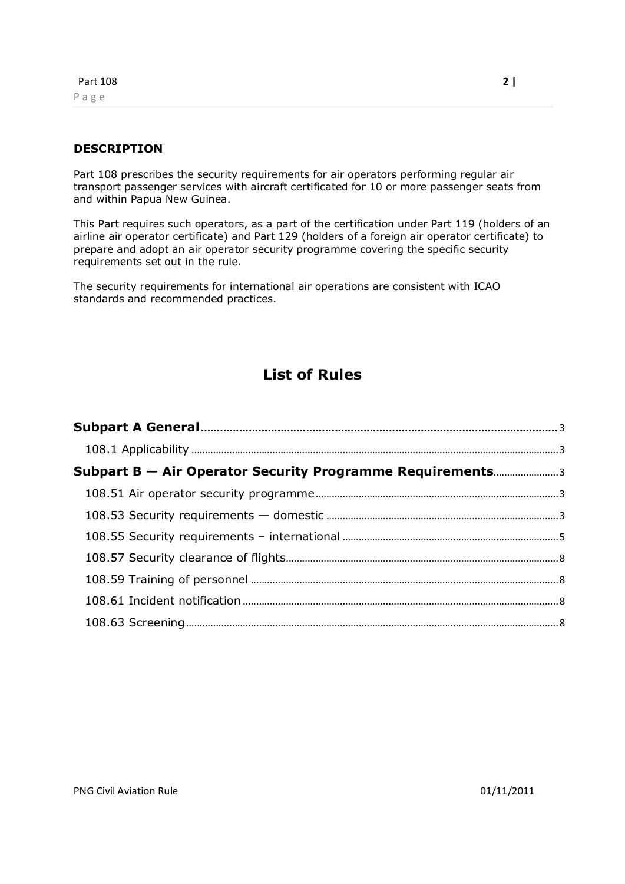## DESCRIPTION

Part 108 prescribes the security requirements for air operators performing regular air transport passenger services with aircraft certificated for 10 or more passenger seats from and within Papua New Guinea.

This Part requires such operators, as a part of the certification under Part 119 (holders of an airline air operator certificate) and Part 129 (holders of a foreign air operator certificate) to prepare and adopt an air operator security programme covering the specific security requirements set out in the rule.

The security requirements for international air operations are consistent with ICAO standards and recommended practices.

# List of Rules

**Subpart A General** ........................................ 3

- 108.1 Applicability ........................................ 3

**Subpart B — Air Operator Security Programme Requirements** ........................................ 3

- 108.51 Air operator security programme ........................................ 3
- 108.53 Security requirements — domestic ........................................ 3
- 108.55 Security requirements – international ........................................ 5
- 108.57 Security clearance of flights ........................................ 8
- 108.59 Training of personnel ........................................ 8
- 108.61 Incident notification ........................................ 8
- 108.63 Screening ........................................ 8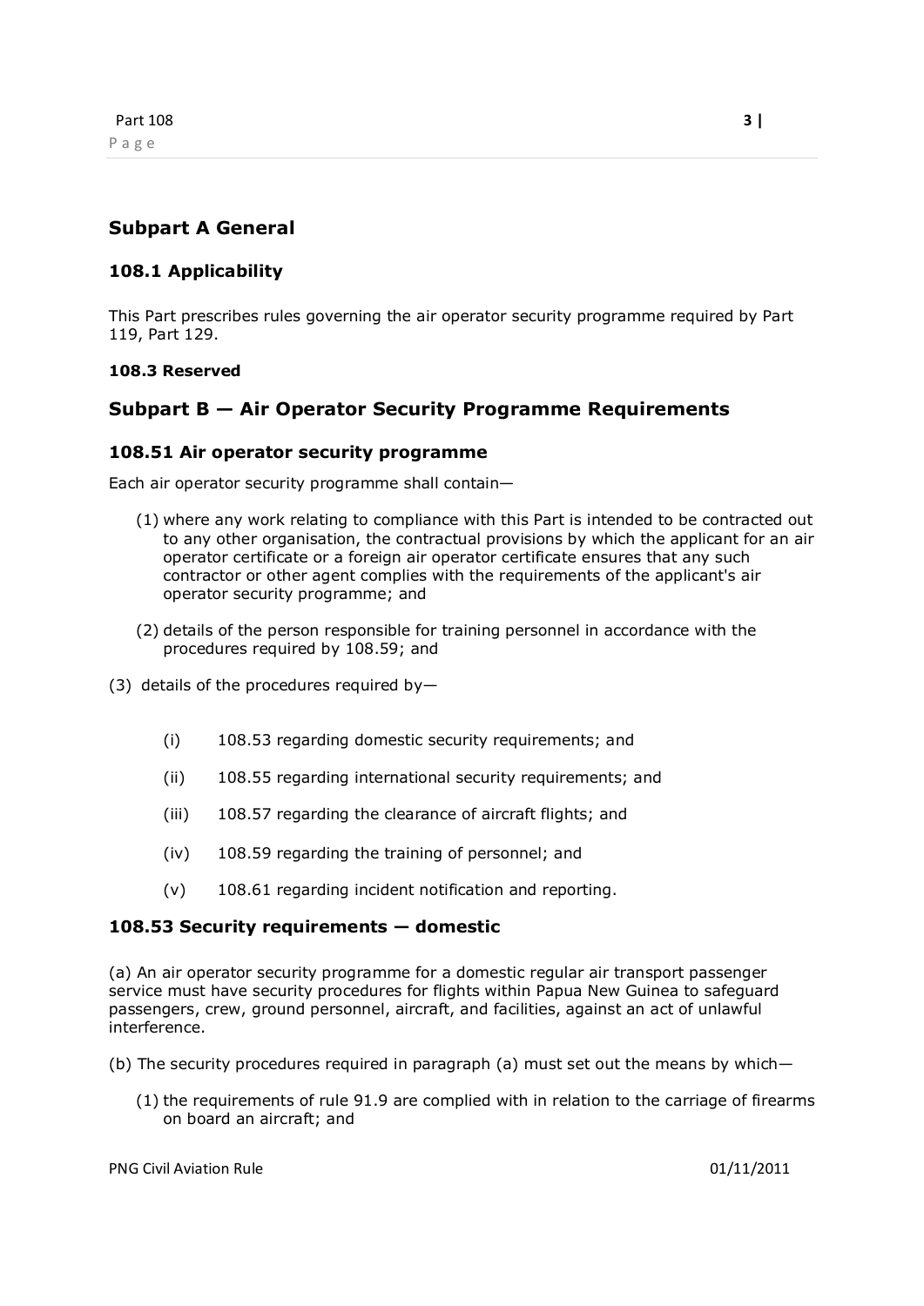## Subpart A General

### 108.1 Applicability

This Part prescribes rules governing the air operator security programme required by Part 119, Part 129.

**108.3 Reserved**

## Subpart B — Air Operator Security Programme Requirements

### 108.51 Air operator security programme

Each air operator security programme shall contain—

(1) where any work relating to compliance with this Part is intended to be contracted out to any other organisation, the contractual provisions by which the applicant for an air operator certificate or a foreign air operator certificate ensures that any such contractor or other agent complies with the requirements of the applicant's air operator security programme; and

(2) details of the person responsible for training personnel in accordance with the procedures required by 108.59; and

(3) details of the procedures required by—

(i) 108.53 regarding domestic security requirements; and

(ii) 108.55 regarding international security requirements; and

(iii) 108.57 regarding the clearance of aircraft flights; and

(iv) 108.59 regarding the training of personnel; and

(v) 108.61 regarding incident notification and reporting.

### 108.53 Security requirements — domestic

(a) An air operator security programme for a domestic regular air transport passenger service must have security procedures for flights within Papua New Guinea to safeguard passengers, crew, ground personnel, aircraft, and facilities, against an act of unlawful interference.

(b) The security procedures required in paragraph (a) must set out the means by which—

(1) the requirements of rule 91.9 are complied with in relation to the carriage of firearms on board an aircraft; and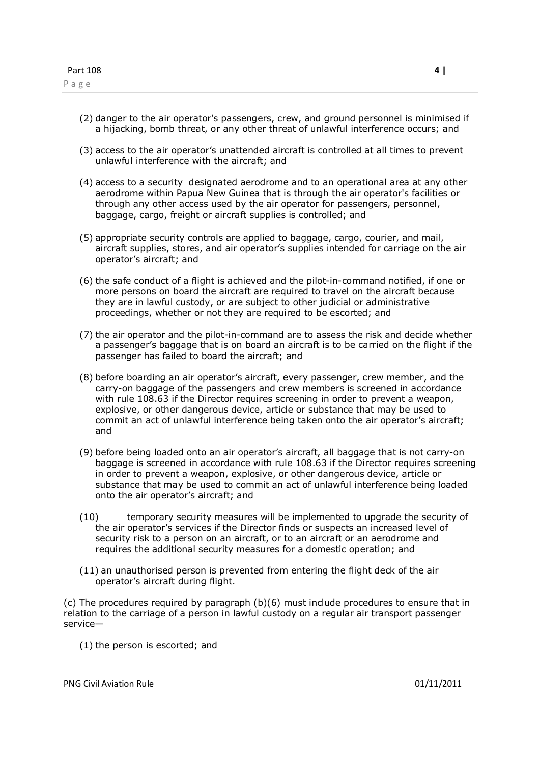(2) danger to the air operator's passengers, crew, and ground personnel is minimised if a hijacking, bomb threat, or any other threat of unlawful interference occurs; and

(3) access to the air operator's unattended aircraft is controlled at all times to prevent unlawful interference with the aircraft; and

(4) access to a security designated aerodrome and to an operational area at any other aerodrome within Papua New Guinea that is through the air operator's facilities or through any other access used by the air operator for passengers, personnel, baggage, cargo, freight or aircraft supplies is controlled; and

(5) appropriate security controls are applied to baggage, cargo, courier, and mail, aircraft supplies, stores, and air operator's supplies intended for carriage on the air operator's aircraft; and

(6) the safe conduct of a flight is achieved and the pilot-in-command notified, if one or more persons on board the aircraft are required to travel on the aircraft because they are in lawful custody, or are subject to other judicial or administrative proceedings, whether or not they are required to be escorted; and

(7) the air operator and the pilot-in-command are to assess the risk and decide whether a passenger's baggage that is on board an aircraft is to be carried on the flight if the passenger has failed to board the aircraft; and

(8) before boarding an air operator's aircraft, every passenger, crew member, and the carry-on baggage of the passengers and crew members is screened in accordance with rule 108.63 if the Director requires screening in order to prevent a weapon, explosive, or other dangerous device, article or substance that may be used to commit an act of unlawful interference being taken onto the air operator's aircraft; and

(9) before being loaded onto an air operator's aircraft, all baggage that is not carry-on baggage is screened in accordance with rule 108.63 if the Director requires screening in order to prevent a weapon, explosive, or other dangerous device, article or substance that may be used to commit an act of unlawful interference being loaded onto the air operator's aircraft; and

(10) temporary security measures will be implemented to upgrade the security of the air operator's services if the Director finds or suspects an increased level of security risk to a person on an aircraft, or to an aircraft or an aerodrome and requires the additional security measures for a domestic operation; and

(11) an unauthorised person is prevented from entering the flight deck of the air operator's aircraft during flight.

(c) The procedures required by paragraph (b)(6) must include procedures to ensure that in relation to the carriage of a person in lawful custody on a regular air transport passenger service—

(1) the person is escorted; and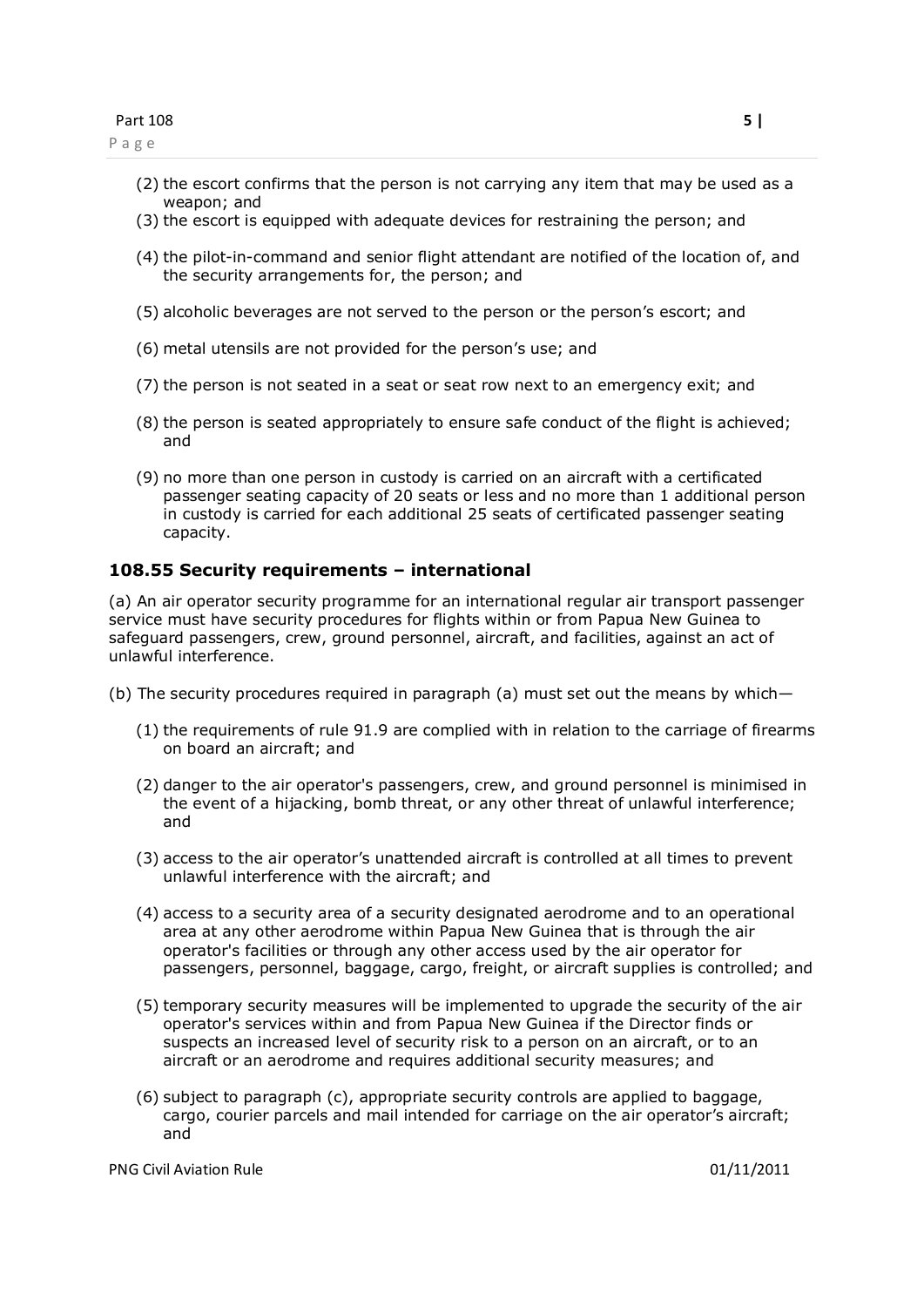(2) the escort confirms that the person is not carrying any item that may be used as a weapon; and

(3) the escort is equipped with adequate devices for restraining the person; and

(4) the pilot-in-command and senior flight attendant are notified of the location of, and the security arrangements for, the person; and

(5) alcoholic beverages are not served to the person or the person's escort; and

(6) metal utensils are not provided for the person's use; and

(7) the person is not seated in a seat or seat row next to an emergency exit; and

(8) the person is seated appropriately to ensure safe conduct of the flight is achieved; and

(9) no more than one person in custody is carried on an aircraft with a certificated passenger seating capacity of 20 seats or less and no more than 1 additional person in custody is carried for each additional 25 seats of certificated passenger seating capacity.

### 108.55 Security requirements – international

(a) An air operator security programme for an international regular air transport passenger service must have security procedures for flights within or from Papua New Guinea to safeguard passengers, crew, ground personnel, aircraft, and facilities, against an act of unlawful interference.

(b) The security procedures required in paragraph (a) must set out the means by which—

(1) the requirements of rule 91.9 are complied with in relation to the carriage of firearms on board an aircraft; and

(2) danger to the air operator's passengers, crew, and ground personnel is minimised in the event of a hijacking, bomb threat, or any other threat of unlawful interference; and

(3) access to the air operator's unattended aircraft is controlled at all times to prevent unlawful interference with the aircraft; and

(4) access to a security area of a security designated aerodrome and to an operational area at any other aerodrome within Papua New Guinea that is through the air operator's facilities or through any other access used by the air operator for passengers, personnel, baggage, cargo, freight, or aircraft supplies is controlled; and

(5) temporary security measures will be implemented to upgrade the security of the air operator's services within and from Papua New Guinea if the Director finds or suspects an increased level of security risk to a person on an aircraft, or to an aircraft or an aerodrome and requires additional security measures; and

(6) subject to paragraph (c), appropriate security controls are applied to baggage, cargo, courier parcels and mail intended for carriage on the air operator's aircraft; and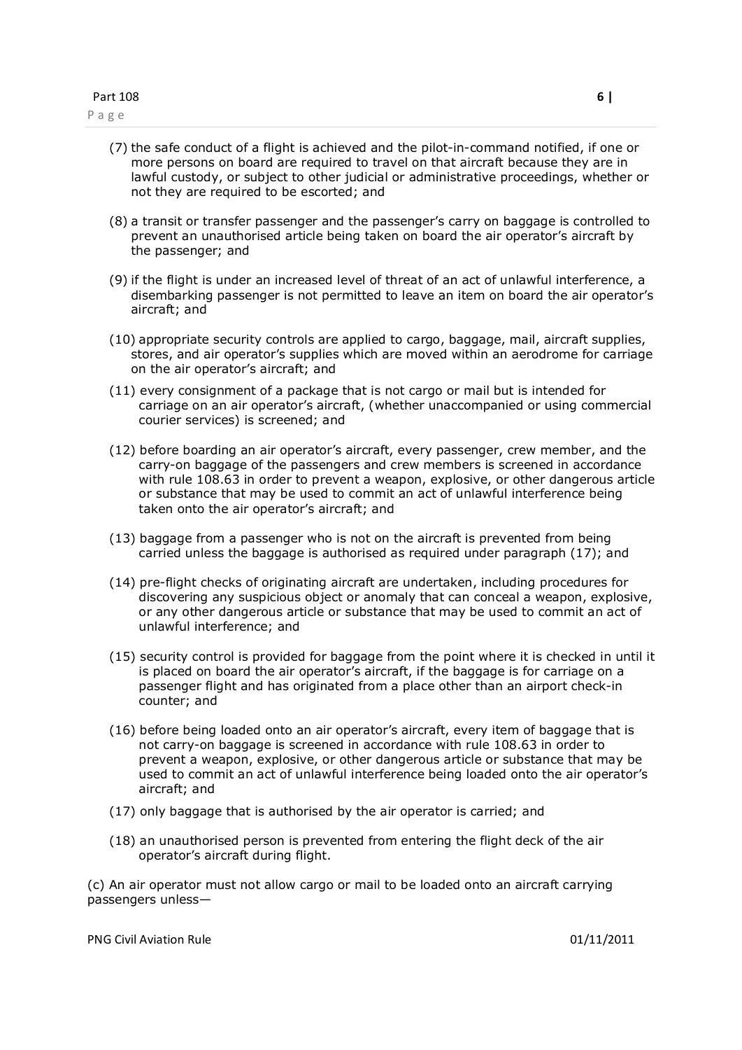(7) the safe conduct of a flight is achieved and the pilot-in-command notified, if one or more persons on board are required to travel on that aircraft because they are in lawful custody, or subject to other judicial or administrative proceedings, whether or not they are required to be escorted; and

(8) a transit or transfer passenger and the passenger's carry on baggage is controlled to prevent an unauthorised article being taken on board the air operator's aircraft by the passenger; and

(9) if the flight is under an increased level of threat of an act of unlawful interference, a disembarking passenger is not permitted to leave an item on board the air operator's aircraft; and

(10) appropriate security controls are applied to cargo, baggage, mail, aircraft supplies, stores, and air operator's supplies which are moved within an aerodrome for carriage on the air operator's aircraft; and

(11) every consignment of a package that is not cargo or mail but is intended for carriage on an air operator's aircraft, (whether unaccompanied or using commercial courier services) is screened; and

(12) before boarding an air operator's aircraft, every passenger, crew member, and the carry-on baggage of the passengers and crew members is screened in accordance with rule 108.63 in order to prevent a weapon, explosive, or other dangerous article or substance that may be used to commit an act of unlawful interference being taken onto the air operator's aircraft; and

(13) baggage from a passenger who is not on the aircraft is prevented from being carried unless the baggage is authorised as required under paragraph (17); and

(14) pre-flight checks of originating aircraft are undertaken, including procedures for discovering any suspicious object or anomaly that can conceal a weapon, explosive, or any other dangerous article or substance that may be used to commit an act of unlawful interference; and

(15) security control is provided for baggage from the point where it is checked in until it is placed on board the air operator's aircraft, if the baggage is for carriage on a passenger flight and has originated from a place other than an airport check-in counter; and

(16) before being loaded onto an air operator's aircraft, every item of baggage that is not carry-on baggage is screened in accordance with rule 108.63 in order to prevent a weapon, explosive, or other dangerous article or substance that may be used to commit an act of unlawful interference being loaded onto the air operator's aircraft; and

(17) only baggage that is authorised by the air operator is carried; and

(18) an unauthorised person is prevented from entering the flight deck of the air operator's aircraft during flight.

(c) An air operator must not allow cargo or mail to be loaded onto an aircraft carrying passengers unless—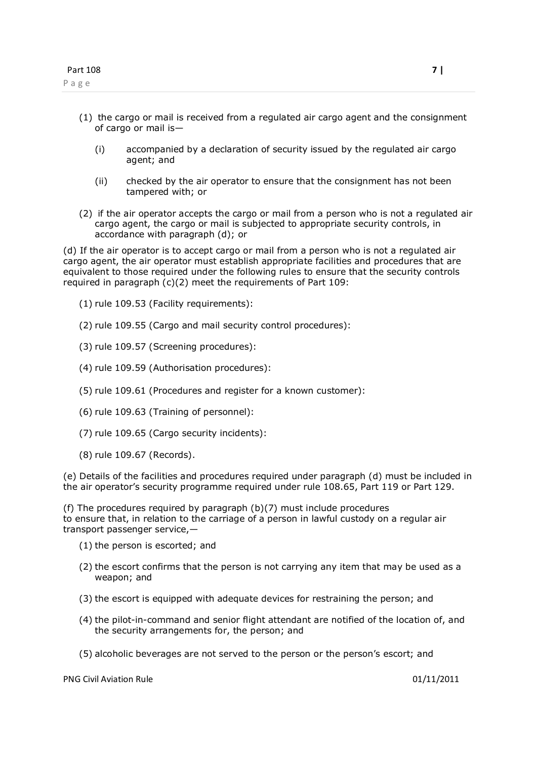(1) the cargo or mail is received from a regulated air cargo agent and the consignment of cargo or mail is—

  (i) accompanied by a declaration of security issued by the regulated air cargo agent; and

  (ii) checked by the air operator to ensure that the consignment has not been tampered with; or

(2) if the air operator accepts the cargo or mail from a person who is not a regulated air cargo agent, the cargo or mail is subjected to appropriate security controls, in accordance with paragraph (d); or

(d) If the air operator is to accept cargo or mail from a person who is not a regulated air cargo agent, the air operator must establish appropriate facilities and procedures that are equivalent to those required under the following rules to ensure that the security controls required in paragraph (c)(2) meet the requirements of Part 109:

(1) rule 109.53 (Facility requirements):

(2) rule 109.55 (Cargo and mail security control procedures):

(3) rule 109.57 (Screening procedures):

(4) rule 109.59 (Authorisation procedures):

(5) rule 109.61 (Procedures and register for a known customer):

(6) rule 109.63 (Training of personnel):

(7) rule 109.65 (Cargo security incidents):

(8) rule 109.67 (Records).

(e) Details of the facilities and procedures required under paragraph (d) must be included in the air operator's security programme required under rule 108.65, Part 119 or Part 129.

(f) The procedures required by paragraph (b)(7) must include procedures to ensure that, in relation to the carriage of a person in lawful custody on a regular air transport passenger service,—

(1) the person is escorted; and

(2) the escort confirms that the person is not carrying any item that may be used as a weapon; and

(3) the escort is equipped with adequate devices for restraining the person; and

(4) the pilot-in-command and senior flight attendant are notified of the location of, and the security arrangements for, the person; and

(5) alcoholic beverages are not served to the person or the person's escort; and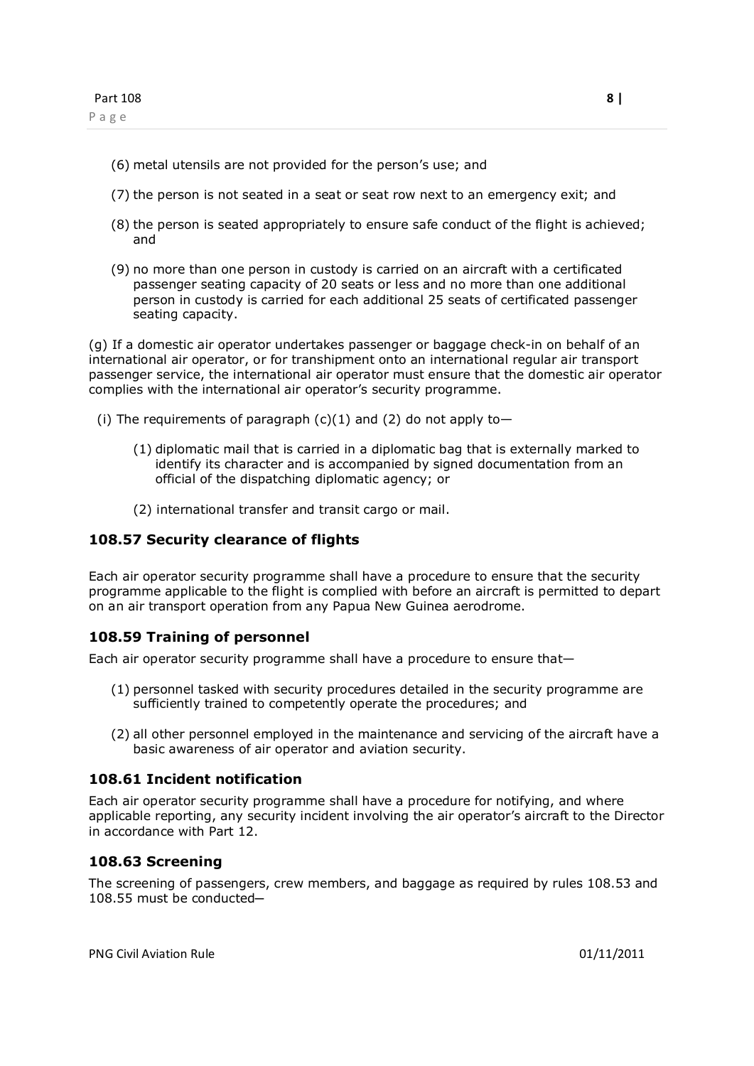(6) metal utensils are not provided for the person's use; and

(7) the person is not seated in a seat or seat row next to an emergency exit; and

(8) the person is seated appropriately to ensure safe conduct of the flight is achieved; and

(9) no more than one person in custody is carried on an aircraft with a certificated passenger seating capacity of 20 seats or less and no more than one additional person in custody is carried for each additional 25 seats of certificated passenger seating capacity.

(g) If a domestic air operator undertakes passenger or baggage check-in on behalf of an international air operator, or for transhipment onto an international regular air transport passenger service, the international air operator must ensure that the domestic air operator complies with the international air operator's security programme.

(i) The requirements of paragraph (c)(1) and (2) do not apply to—

(1) diplomatic mail that is carried in a diplomatic bag that is externally marked to identify its character and is accompanied by signed documentation from an official of the dispatching diplomatic agency; or

(2) international transfer and transit cargo or mail.

### 108.57 Security clearance of flights

Each air operator security programme shall have a procedure to ensure that the security programme applicable to the flight is complied with before an aircraft is permitted to depart on an air transport operation from any Papua New Guinea aerodrome.

### 108.59 Training of personnel

Each air operator security programme shall have a procedure to ensure that—

(1) personnel tasked with security procedures detailed in the security programme are sufficiently trained to competently operate the procedures; and

(2) all other personnel employed in the maintenance and servicing of the aircraft have a basic awareness of air operator and aviation security.

### 108.61 Incident notification

Each air operator security programme shall have a procedure for notifying, and where applicable reporting, any security incident involving the air operator's aircraft to the Director in accordance with Part 12.

### 108.63 Screening

The screening of passengers, crew members, and baggage as required by rules 108.53 and 108.55 must be conducted—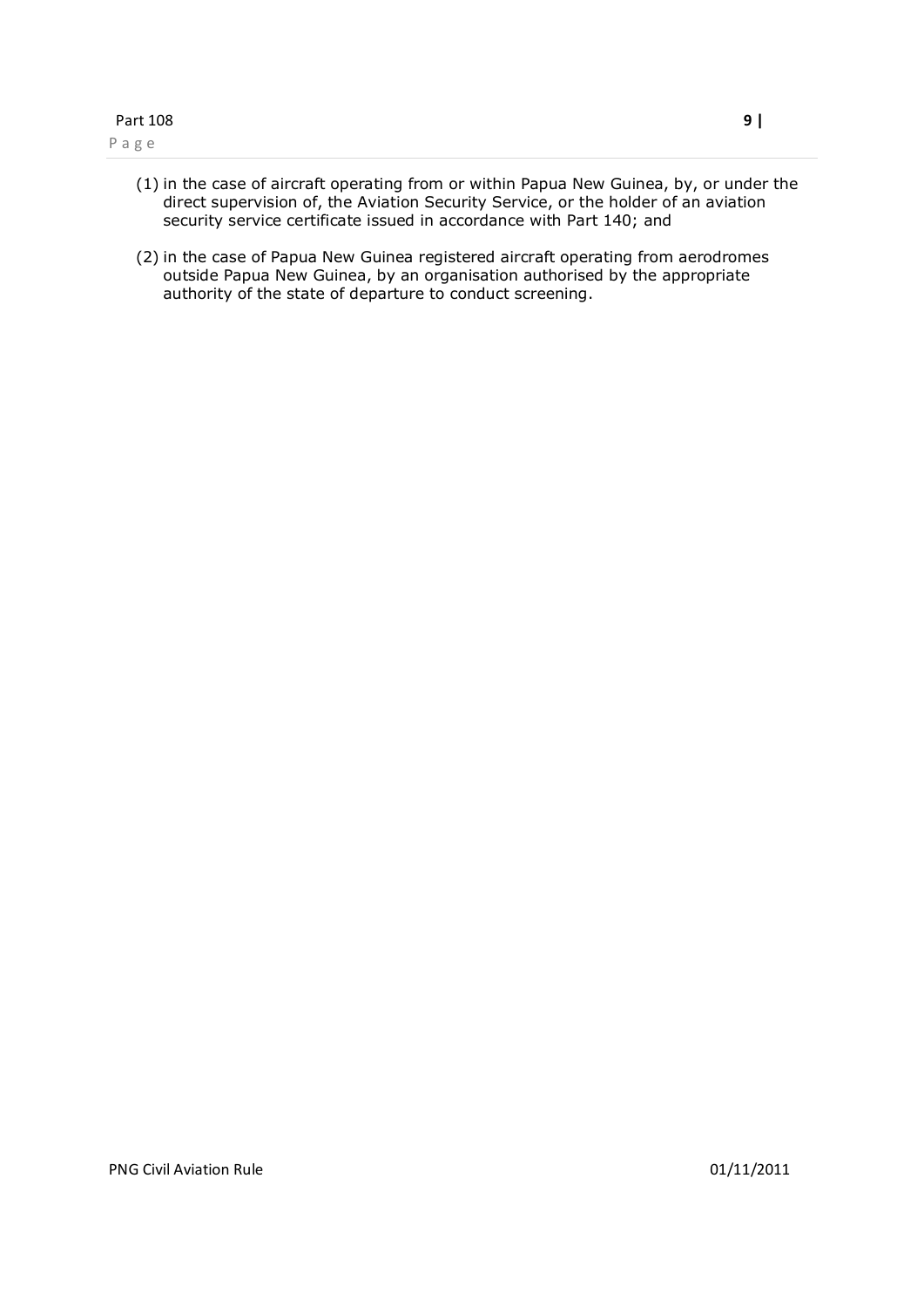(1) in the case of aircraft operating from or within Papua New Guinea, by, or under the direct supervision of, the Aviation Security Service, or the holder of an aviation security service certificate issued in accordance with Part 140; and

(2) in the case of Papua New Guinea registered aircraft operating from aerodromes outside Papua New Guinea, by an organisation authorised by the appropriate authority of the state of departure to conduct screening.